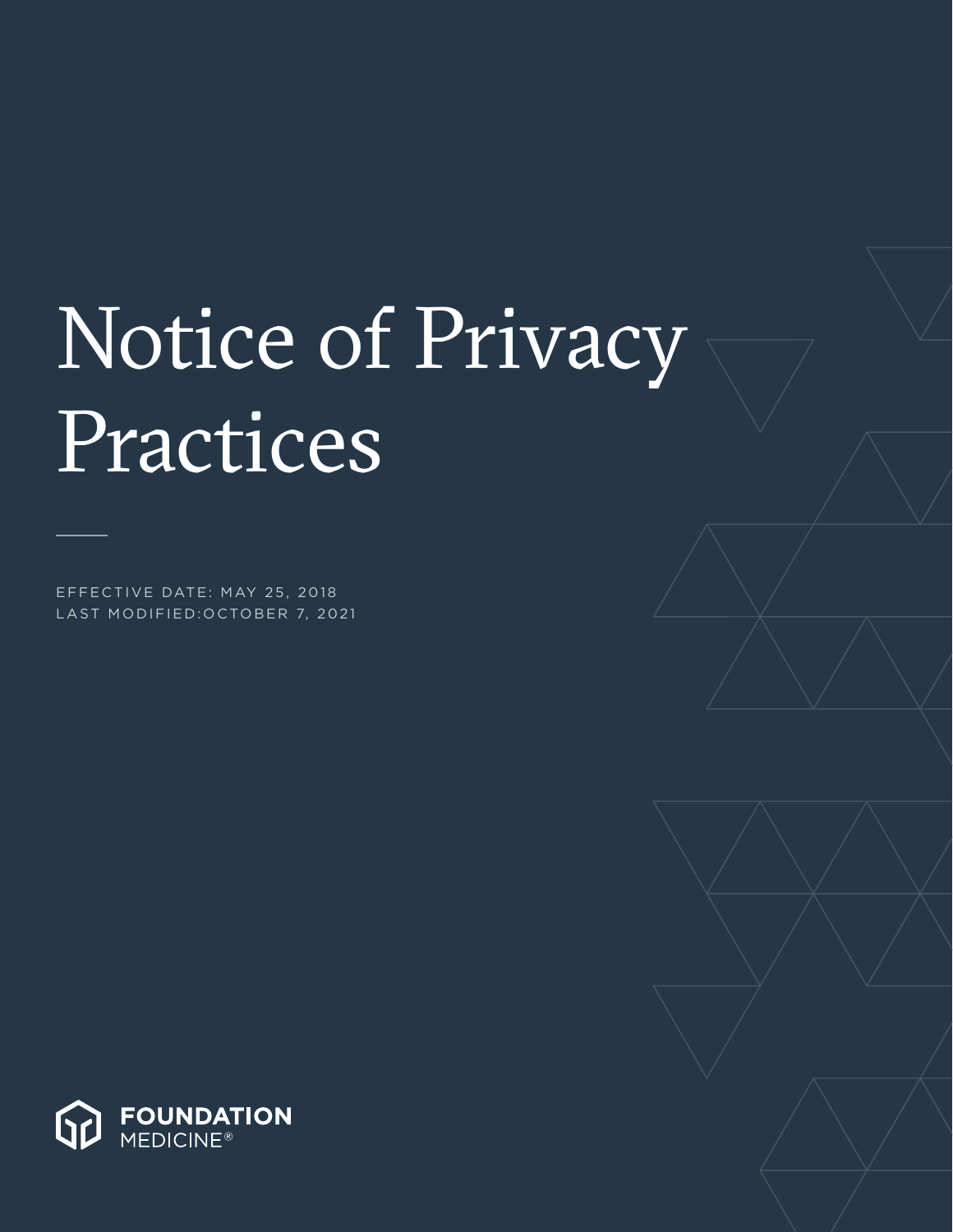# Notice of Privacy Practices

EFFECTIVE DATE: MAY 25, 2018
LAST MODIFIED:OCTOBER 7, 2021

FOUNDATION MEDICINE®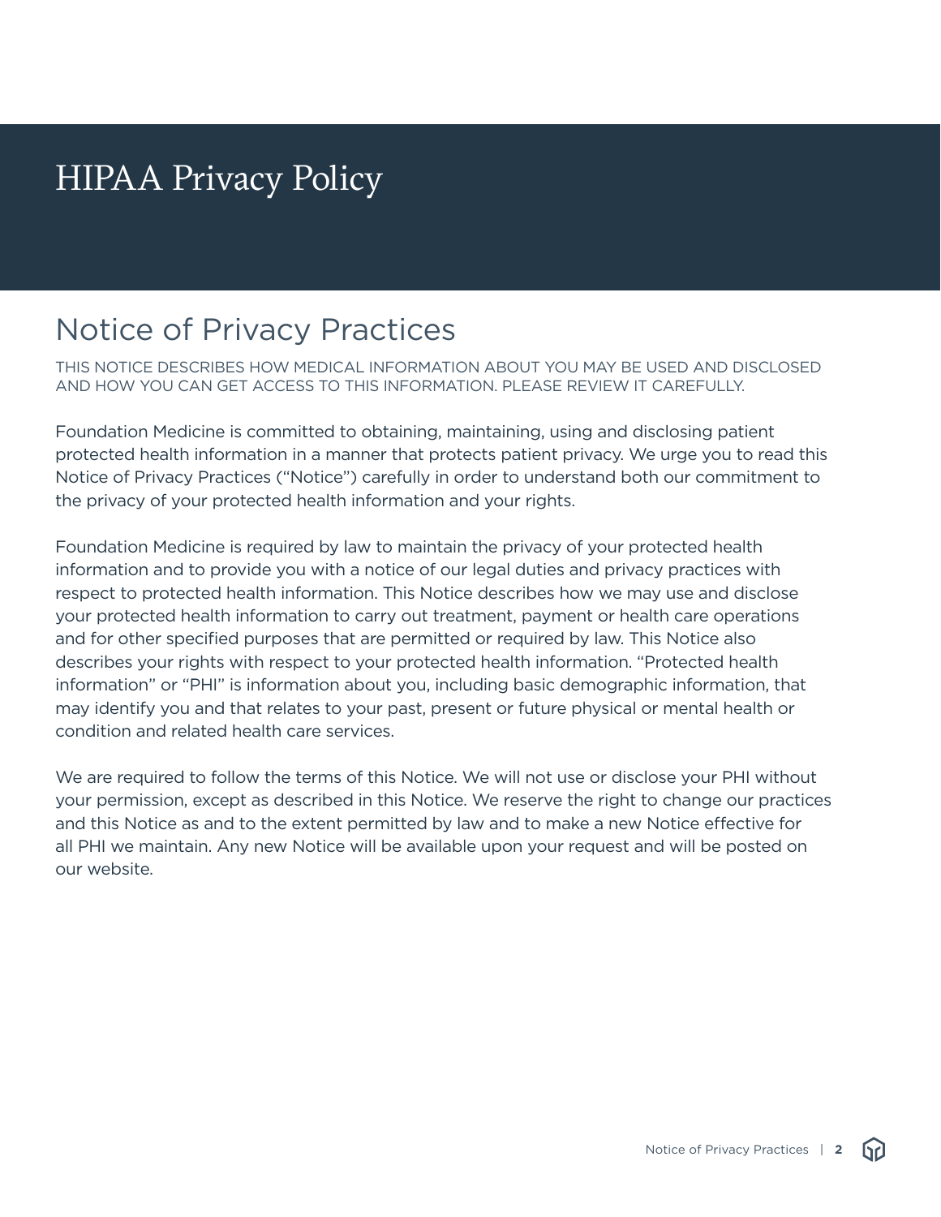# HIPAA Privacy Policy

## Notice of Privacy Practices

THIS NOTICE DESCRIBES HOW MEDICAL INFORMATION ABOUT YOU MAY BE USED AND DISCLOSED AND HOW YOU CAN GET ACCESS TO THIS INFORMATION. PLEASE REVIEW IT CAREFULLY.

Foundation Medicine is committed to obtaining, maintaining, using and disclosing patient protected health information in a manner that protects patient privacy. We urge you to read this Notice of Privacy Practices ("Notice") carefully in order to understand both our commitment to the privacy of your protected health information and your rights.

Foundation Medicine is required by law to maintain the privacy of your protected health information and to provide you with a notice of our legal duties and privacy practices with respect to protected health information. This Notice describes how we may use and disclose your protected health information to carry out treatment, payment or health care operations and for other specified purposes that are permitted or required by law. This Notice also describes your rights with respect to your protected health information. "Protected health information" or "PHI" is information about you, including basic demographic information, that may identify you and that relates to your past, present or future physical or mental health or condition and related health care services.

We are required to follow the terms of this Notice. We will not use or disclose your PHI without your permission, except as described in this Notice. We reserve the right to change our practices and this Notice as and to the extent permitted by law and to make a new Notice effective for all PHI we maintain. Any new Notice will be available upon your request and will be posted on our website.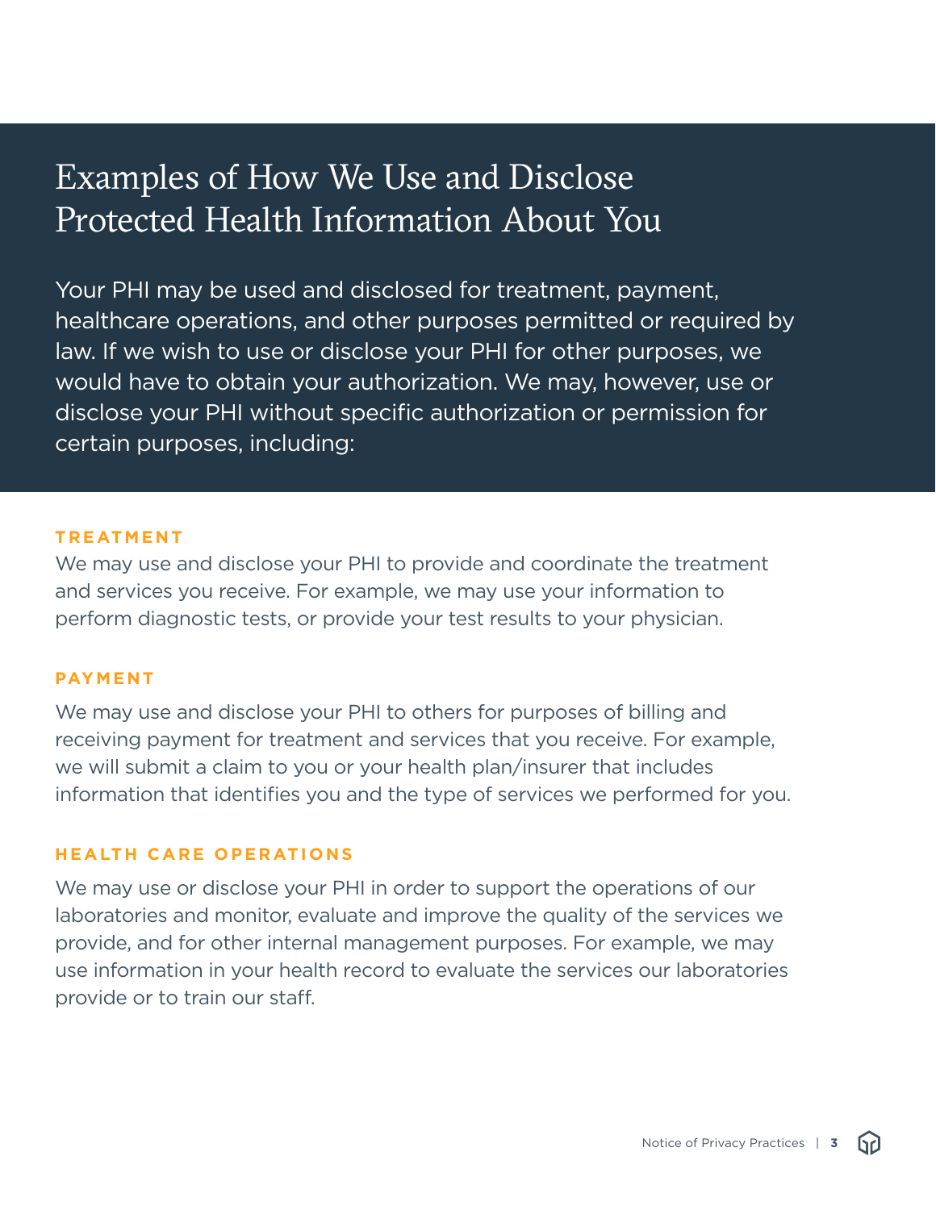# Examples of How We Use and Disclose Protected Health Information About You

Your PHI may be used and disclosed for treatment, payment, healthcare operations, and other purposes permitted or required by law. If we wish to use or disclose your PHI for other purposes, we would have to obtain your authorization. We may, however, use or disclose your PHI without specific authorization or permission for certain purposes, including:

### TREATMENT

We may use and disclose your PHI to provide and coordinate the treatment and services you receive. For example, we may use your information to perform diagnostic tests, or provide your test results to your physician.

### PAYMENT

We may use and disclose your PHI to others for purposes of billing and receiving payment for treatment and services that you receive. For example, we will submit a claim to you or your health plan/insurer that includes information that identifies you and the type of services we performed for you.

### HEALTH CARE OPERATIONS

We may use or disclose your PHI in order to support the operations of our laboratories and monitor, evaluate and improve the quality of the services we provide, and for other internal management purposes. For example, we may use information in your health record to evaluate the services our laboratories provide or to train our staff.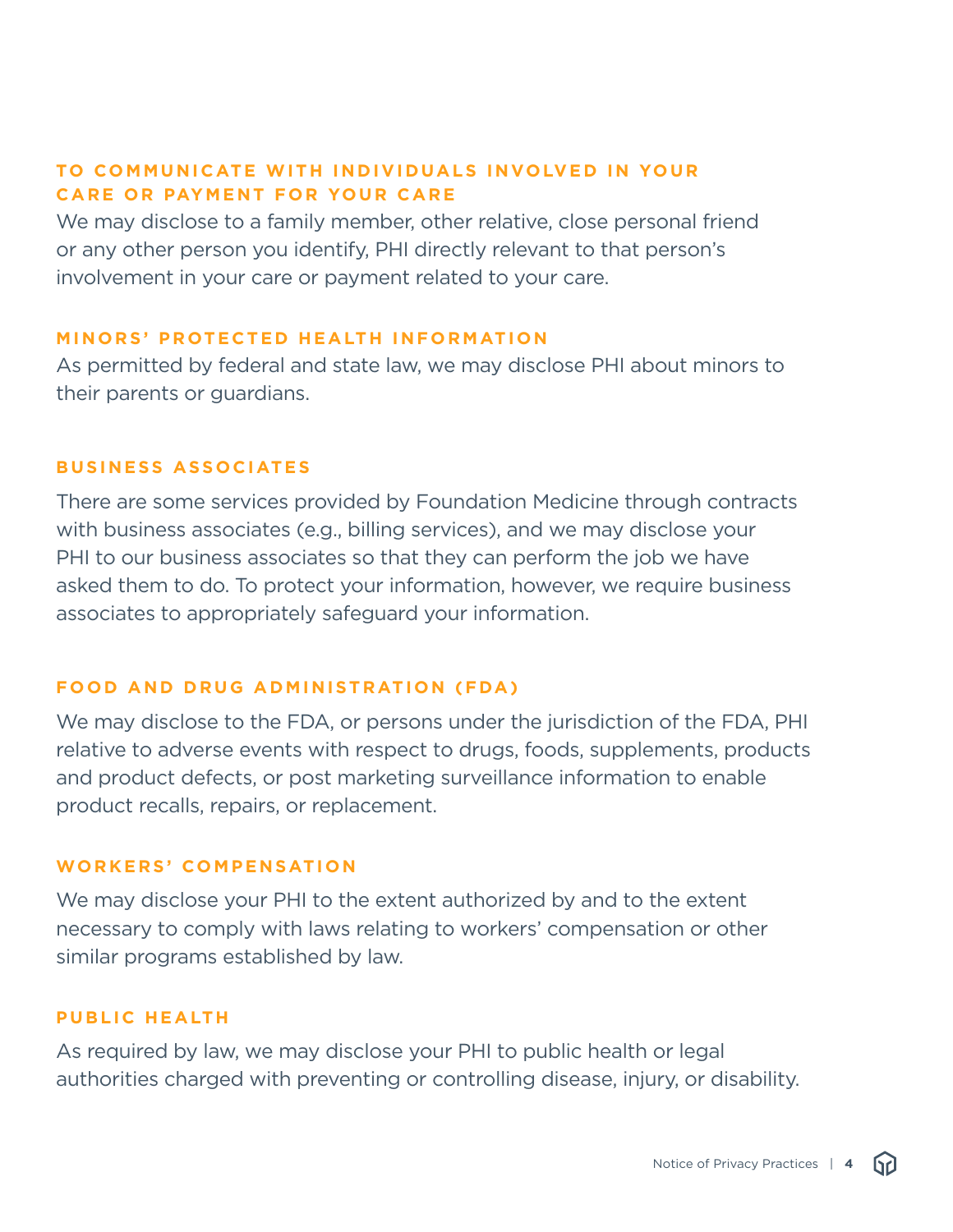### TO COMMUNICATE WITH INDIVIDUALS INVOLVED IN YOUR CARE OR PAYMENT FOR YOUR CARE

We may disclose to a family member, other relative, close personal friend or any other person you identify, PHI directly relevant to that person's involvement in your care or payment related to your care.

### MINORS' PROTECTED HEALTH INFORMATION

As permitted by federal and state law, we may disclose PHI about minors to their parents or guardians.

### BUSINESS ASSOCIATES

There are some services provided by Foundation Medicine through contracts with business associates (e.g., billing services), and we may disclose your PHI to our business associates so that they can perform the job we have asked them to do. To protect your information, however, we require business associates to appropriately safeguard your information.

### FOOD AND DRUG ADMINISTRATION (FDA)

We may disclose to the FDA, or persons under the jurisdiction of the FDA, PHI relative to adverse events with respect to drugs, foods, supplements, products and product defects, or post marketing surveillance information to enable product recalls, repairs, or replacement.

### WORKERS' COMPENSATION

We may disclose your PHI to the extent authorized by and to the extent necessary to comply with laws relating to workers' compensation or other similar programs established by law.

### PUBLIC HEALTH

As required by law, we may disclose your PHI to public health or legal authorities charged with preventing or controlling disease, injury, or disability.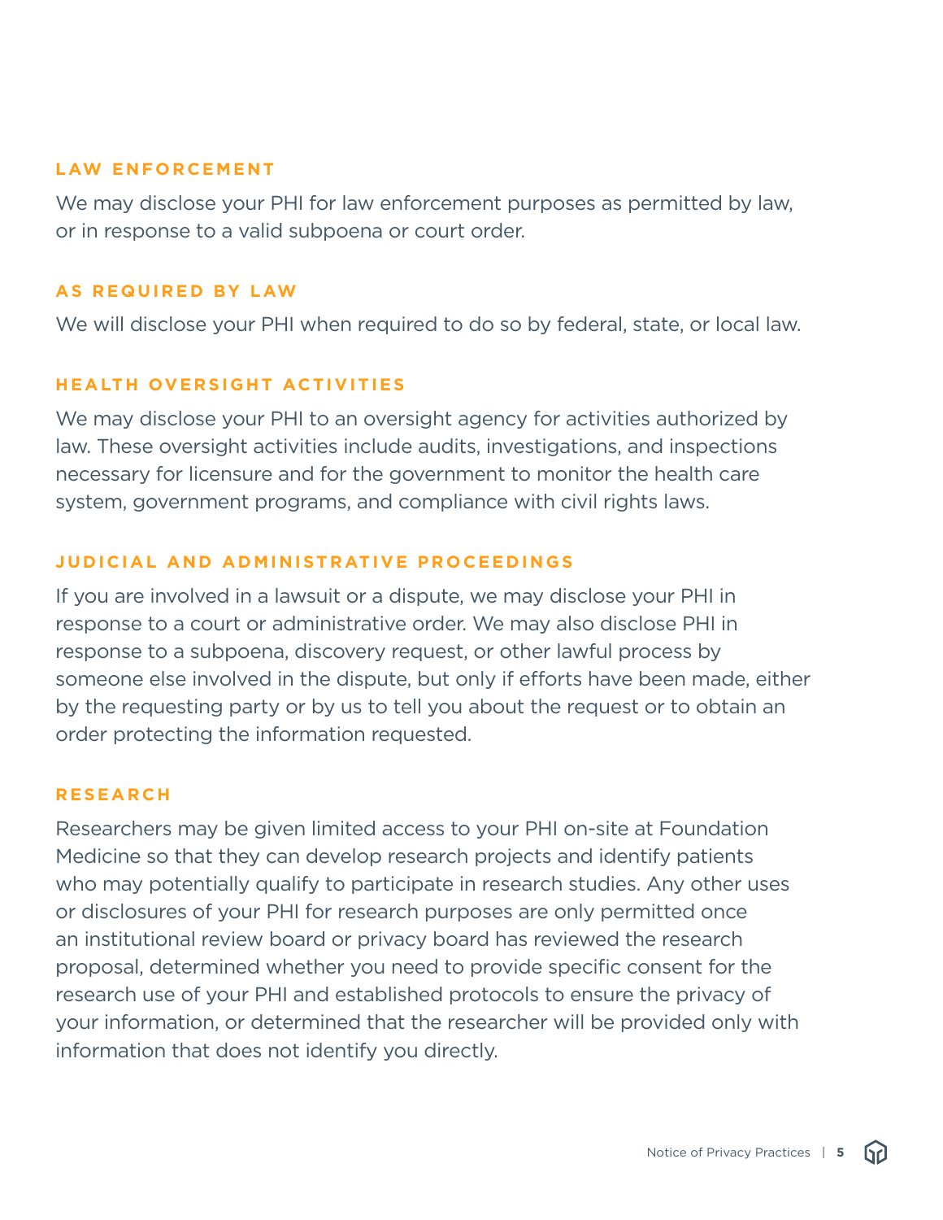### LAW ENFORCEMENT

We may disclose your PHI for law enforcement purposes as permitted by law, or in response to a valid subpoena or court order.

### AS REQUIRED BY LAW

We will disclose your PHI when required to do so by federal, state, or local law.

### HEALTH OVERSIGHT ACTIVITIES

We may disclose your PHI to an oversight agency for activities authorized by law. These oversight activities include audits, investigations, and inspections necessary for licensure and for the government to monitor the health care system, government programs, and compliance with civil rights laws.

### JUDICIAL AND ADMINISTRATIVE PROCEEDINGS

If you are involved in a lawsuit or a dispute, we may disclose your PHI in response to a court or administrative order. We may also disclose PHI in response to a subpoena, discovery request, or other lawful process by someone else involved in the dispute, but only if efforts have been made, either by the requesting party or by us to tell you about the request or to obtain an order protecting the information requested.

### RESEARCH

Researchers may be given limited access to your PHI on-site at Foundation Medicine so that they can develop research projects and identify patients who may potentially qualify to participate in research studies. Any other uses or disclosures of your PHI for research purposes are only permitted once an institutional review board or privacy board has reviewed the research proposal, determined whether you need to provide specific consent for the research use of your PHI and established protocols to ensure the privacy of your information, or determined that the researcher will be provided only with information that does not identify you directly.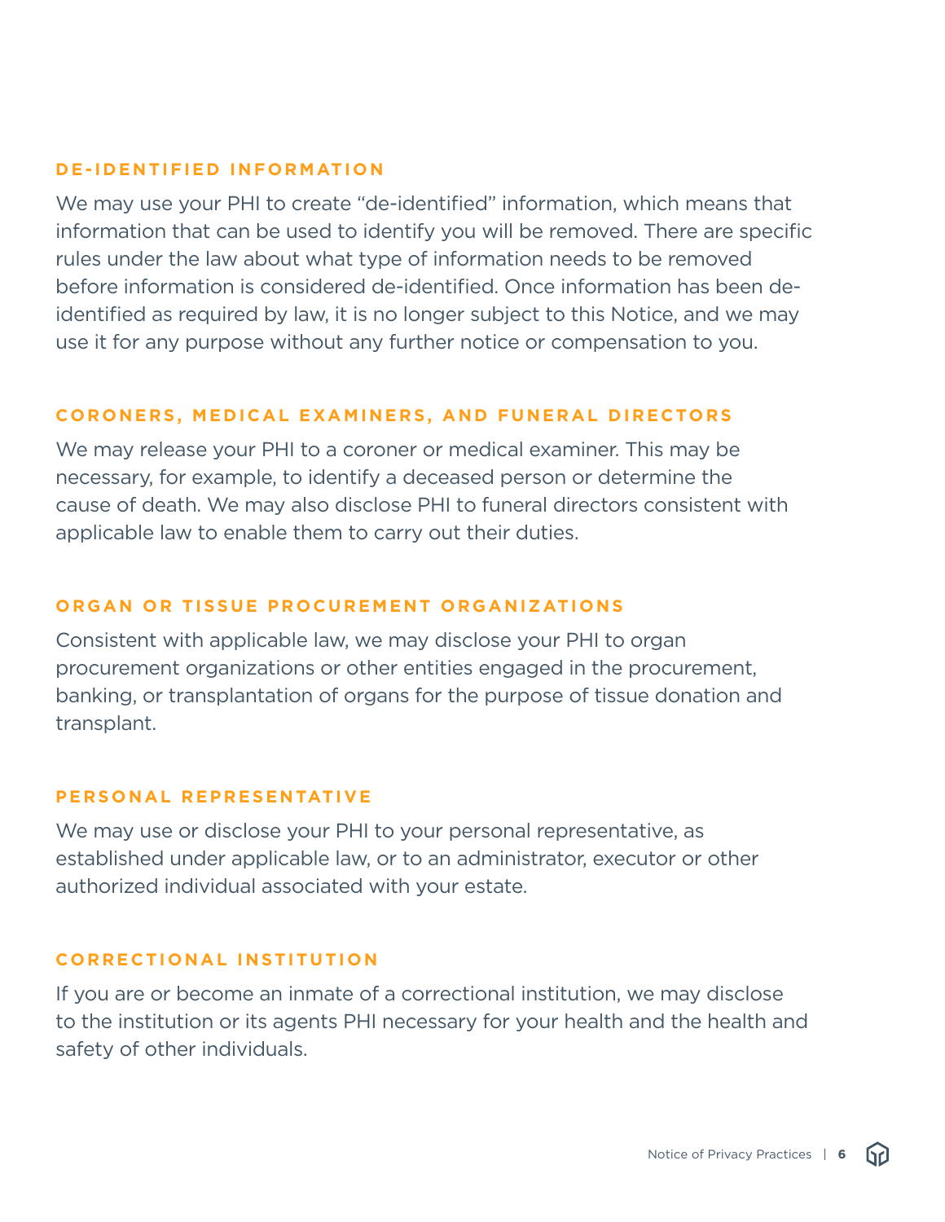## DE-IDENTIFIED INFORMATION

We may use your PHI to create "de-identified" information, which means that information that can be used to identify you will be removed. There are specific rules under the law about what type of information needs to be removed before information is considered de-identified. Once information has been de-identified as required by law, it is no longer subject to this Notice, and we may use it for any purpose without any further notice or compensation to you.

## CORONERS, MEDICAL EXAMINERS, AND FUNERAL DIRECTORS

We may release your PHI to a coroner or medical examiner. This may be necessary, for example, to identify a deceased person or determine the cause of death. We may also disclose PHI to funeral directors consistent with applicable law to enable them to carry out their duties.

## ORGAN OR TISSUE PROCUREMENT ORGANIZATIONS

Consistent with applicable law, we may disclose your PHI to organ procurement organizations or other entities engaged in the procurement, banking, or transplantation of organs for the purpose of tissue donation and transplant.

## PERSONAL REPRESENTATIVE

We may use or disclose your PHI to your personal representative, as established under applicable law, or to an administrator, executor or other authorized individual associated with your estate.

## CORRECTIONAL INSTITUTION

If you are or become an inmate of a correctional institution, we may disclose to the institution or its agents PHI necessary for your health and the health and safety of other individuals.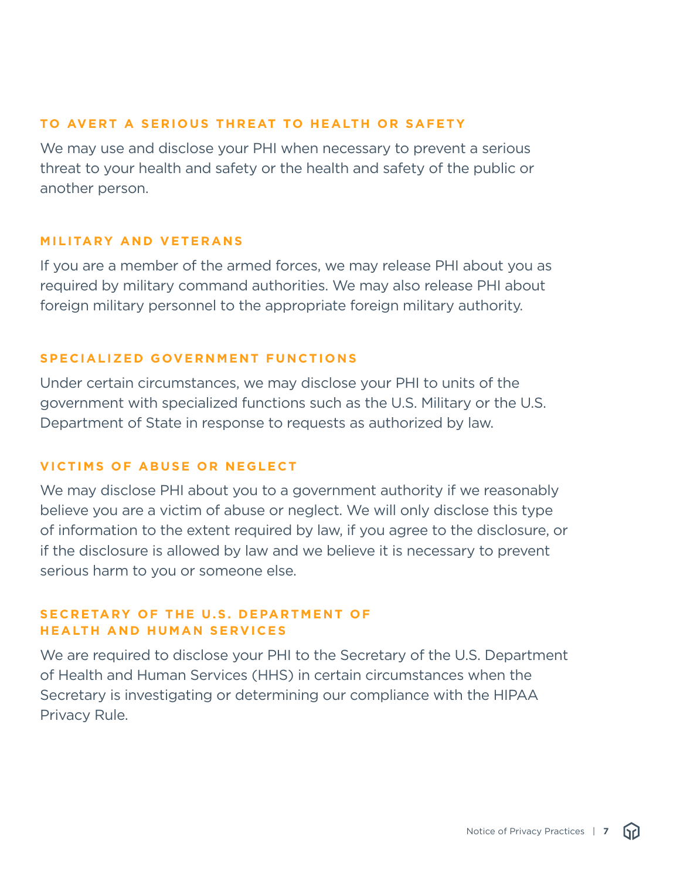### TO AVERT A SERIOUS THREAT TO HEALTH OR SAFETY

We may use and disclose your PHI when necessary to prevent a serious threat to your health and safety or the health and safety of the public or another person.

### MILITARY AND VETERANS

If you are a member of the armed forces, we may release PHI about you as required by military command authorities. We may also release PHI about foreign military personnel to the appropriate foreign military authority.

### SPECIALIZED GOVERNMENT FUNCTIONS

Under certain circumstances, we may disclose your PHI to units of the government with specialized functions such as the U.S. Military or the U.S. Department of State in response to requests as authorized by law.

### VICTIMS OF ABUSE OR NEGLECT

We may disclose PHI about you to a government authority if we reasonably believe you are a victim of abuse or neglect. We will only disclose this type of information to the extent required by law, if you agree to the disclosure, or if the disclosure is allowed by law and we believe it is necessary to prevent serious harm to you or someone else.

### SECRETARY OF THE U.S. DEPARTMENT OF HEALTH AND HUMAN SERVICES

We are required to disclose your PHI to the Secretary of the U.S. Department of Health and Human Services (HHS) in certain circumstances when the Secretary is investigating or determining our compliance with the HIPAA Privacy Rule.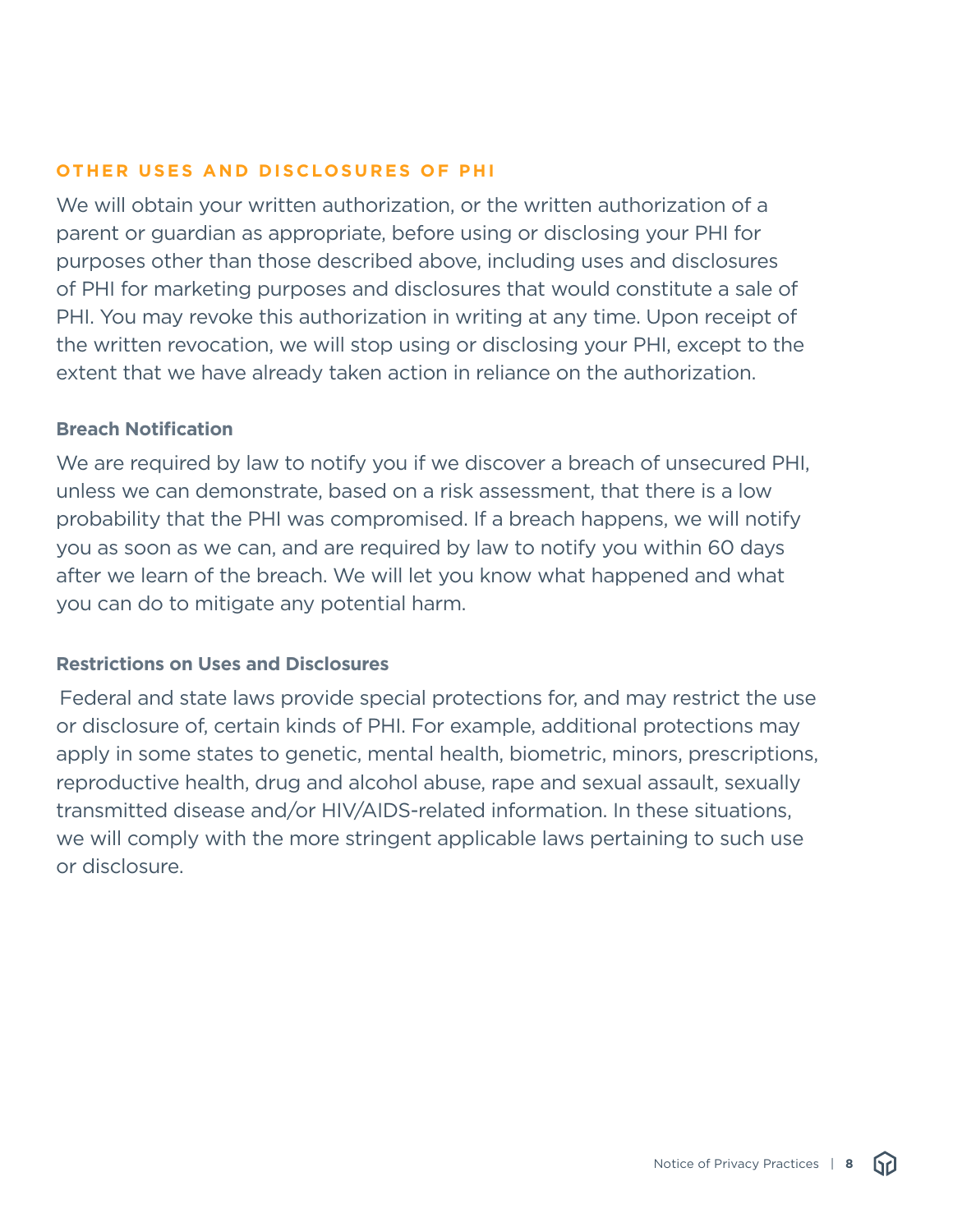## OTHER USES AND DISCLOSURES OF PHI

We will obtain your written authorization, or the written authorization of a parent or guardian as appropriate, before using or disclosing your PHI for purposes other than those described above, including uses and disclosures of PHI for marketing purposes and disclosures that would constitute a sale of PHI. You may revoke this authorization in writing at any time. Upon receipt of the written revocation, we will stop using or disclosing your PHI, except to the extent that we have already taken action in reliance on the authorization.

### Breach Notification

We are required by law to notify you if we discover a breach of unsecured PHI, unless we can demonstrate, based on a risk assessment, that there is a low probability that the PHI was compromised. If a breach happens, we will notify you as soon as we can, and are required by law to notify you within 60 days after we learn of the breach. We will let you know what happened and what you can do to mitigate any potential harm.

### Restrictions on Uses and Disclosures

Federal and state laws provide special protections for, and may restrict the use or disclosure of, certain kinds of PHI. For example, additional protections may apply in some states to genetic, mental health, biometric, minors, prescriptions, reproductive health, drug and alcohol abuse, rape and sexual assault, sexually transmitted disease and/or HIV/AIDS-related information. In these situations, we will comply with the more stringent applicable laws pertaining to such use or disclosure.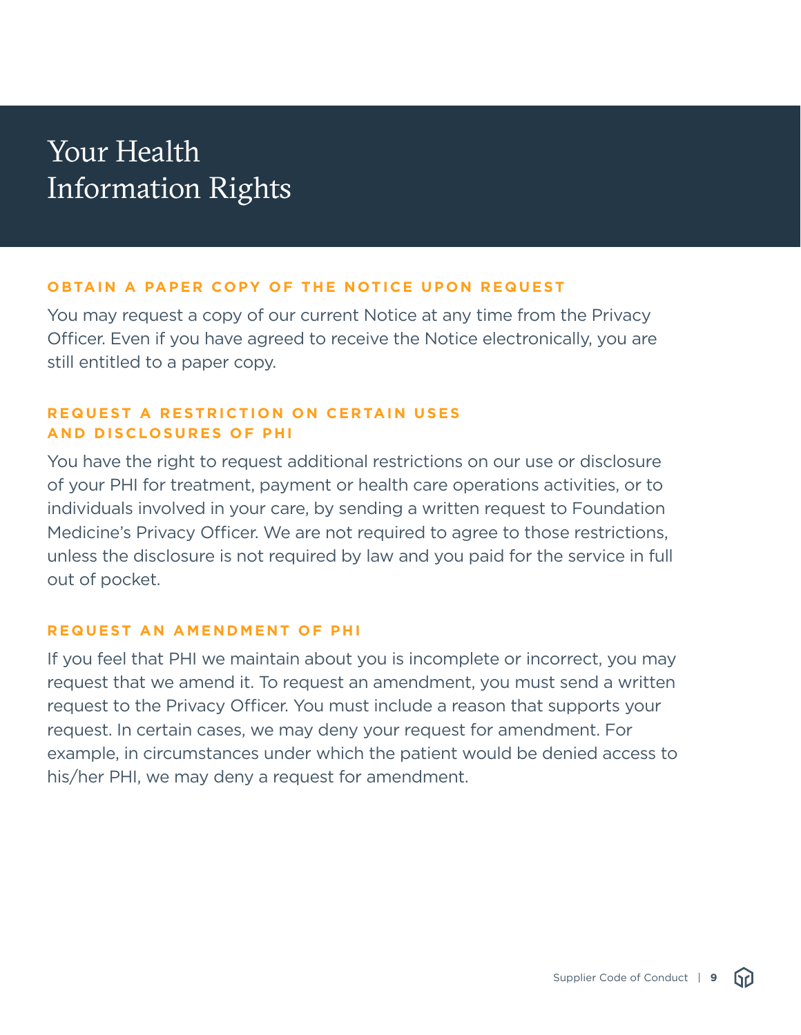# Your Health Information Rights

### OBTAIN A PAPER COPY OF THE NOTICE UPON REQUEST

You may request a copy of our current Notice at any time from the Privacy Officer. Even if you have agreed to receive the Notice electronically, you are still entitled to a paper copy.

### REQUEST A RESTRICTION ON CERTAIN USES AND DISCLOSURES OF PHI

You have the right to request additional restrictions on our use or disclosure of your PHI for treatment, payment or health care operations activities, or to individuals involved in your care, by sending a written request to Foundation Medicine's Privacy Officer. We are not required to agree to those restrictions, unless the disclosure is not required by law and you paid for the service in full out of pocket.

### REQUEST AN AMENDMENT OF PHI

If you feel that PHI we maintain about you is incomplete or incorrect, you may request that we amend it. To request an amendment, you must send a written request to the Privacy Officer. You must include a reason that supports your request. In certain cases, we may deny your request for amendment. For example, in circumstances under which the patient would be denied access to his/her PHI, we may deny a request for amendment.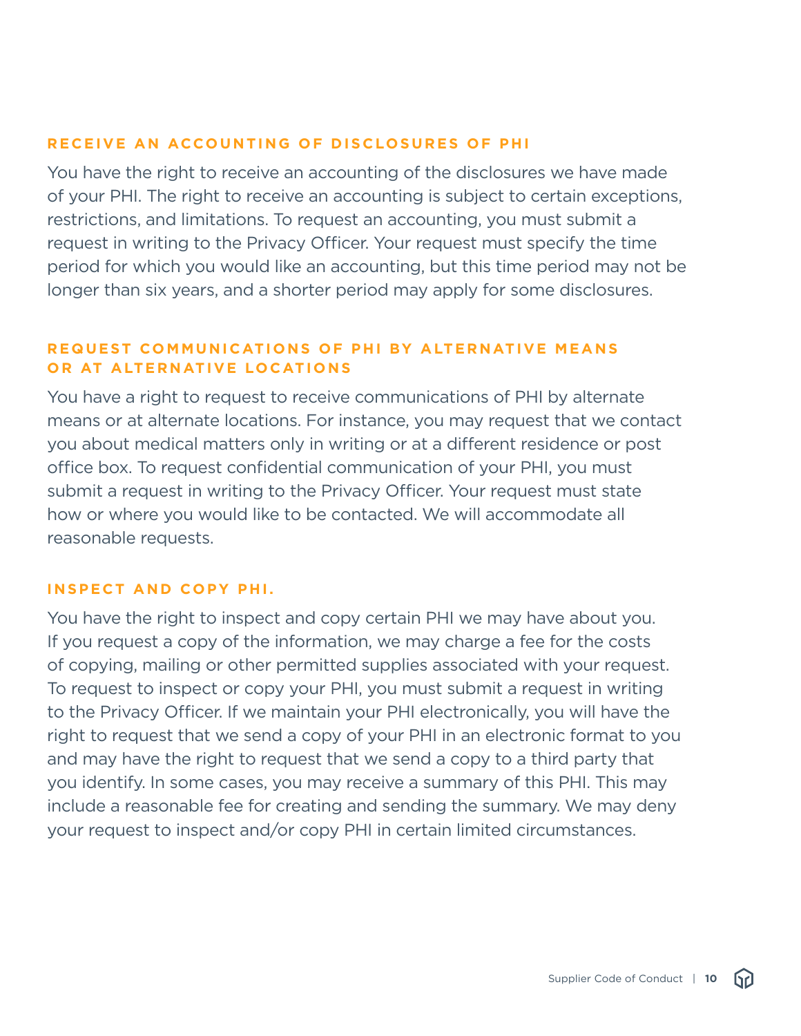### RECEIVE AN ACCOUNTING OF DISCLOSURES OF PHI

You have the right to receive an accounting of the disclosures we have made of your PHI. The right to receive an accounting is subject to certain exceptions, restrictions, and limitations. To request an accounting, you must submit a request in writing to the Privacy Officer. Your request must specify the time period for which you would like an accounting, but this time period may not be longer than six years, and a shorter period may apply for some disclosures.

### REQUEST COMMUNICATIONS OF PHI BY ALTERNATIVE MEANS OR AT ALTERNATIVE LOCATIONS

You have a right to request to receive communications of PHI by alternate means or at alternate locations. For instance, you may request that we contact you about medical matters only in writing or at a different residence or post office box. To request confidential communication of your PHI, you must submit a request in writing to the Privacy Officer. Your request must state how or where you would like to be contacted. We will accommodate all reasonable requests.

### INSPECT AND COPY PHI.

You have the right to inspect and copy certain PHI we may have about you. If you request a copy of the information, we may charge a fee for the costs of copying, mailing or other permitted supplies associated with your request. To request to inspect or copy your PHI, you must submit a request in writing to the Privacy Officer. If we maintain your PHI electronically, you will have the right to request that we send a copy of your PHI in an electronic format to you and may have the right to request that we send a copy to a third party that you identify. In some cases, you may receive a summary of this PHI. This may include a reasonable fee for creating and sending the summary. We may deny your request to inspect and/or copy PHI in certain limited circumstances.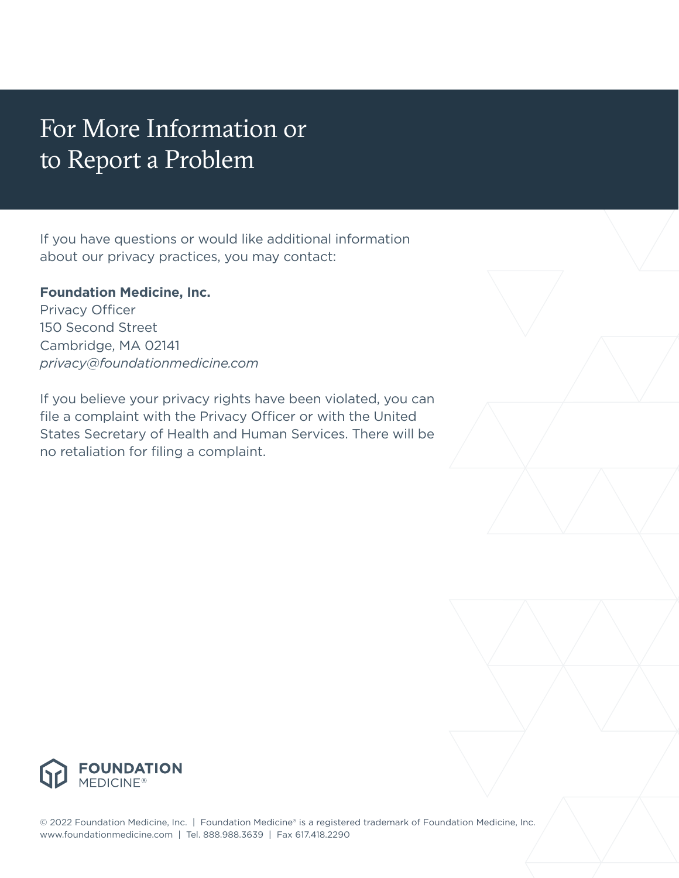# For More Information or to Report a Problem

If you have questions or would like additional information about our privacy practices, you may contact:

**Foundation Medicine, Inc.**
Privacy Officer
150 Second Street
Cambridge, MA 02141
*privacy@foundationmedicine.com*

If you believe your privacy rights have been violated, you can file a complaint with the Privacy Officer or with the United States Secretary of Health and Human Services. There will be no retaliation for filing a complaint.

FOUNDATION MEDICINE®

© 2022 Foundation Medicine, Inc. | Foundation Medicine® is a registered trademark of Foundation Medicine, Inc.
www.foundationmedicine.com | Tel. 888.988.3639 | Fax 617.418.2290